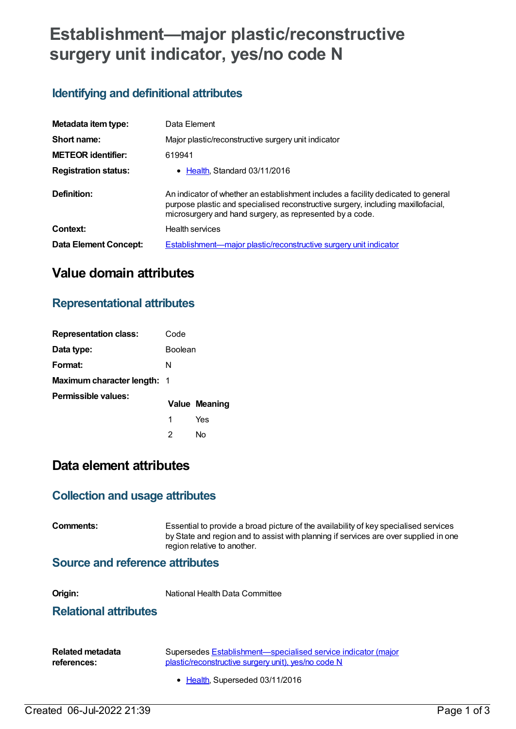# Establishment—major plastic/reconstructive surgery unit indicator, yes/no code N

## Identifying and definitional attributes

| | |
|---|---|
| **Metadata item type:** | Data Element |
| **Short name:** | Major plastic/reconstructive surgery unit indicator |
| **METEOR identifier:** | 619941 |
| **Registration status:** | • Health, Standard 03/11/2016 |
| **Definition:** | An indicator of whether an establishment includes a facility dedicated to general purpose plastic and specialised reconstructive surgery, including maxillofacial, microsurgery and hand surgery, as represented by a code. |
| **Context:** | Health services |
| **Data Element Concept:** | Establishment—major plastic/reconstructive surgery unit indicator |

# Value domain attributes

## Representational attributes

| | |
|---|---|
| **Representation class:** | Code |
| **Data type:** | Boolean |
| **Format:** | N |
| **Maximum character length:** | 1 |

**Permissible values:**

| Value | Meaning |
|---|---|
| 1 | Yes |
| 2 | No |

# Data element attributes

## Collection and usage attributes

**Comments:** Essential to provide a broad picture of the availability of key specialised services by State and region and to assist with planning if services are over supplied in one region relative to another.

## Source and reference attributes

**Origin:** National Health Data Committee

## Relational attributes

**Related metadata references:** Supersedes Establishment—specialised service indicator (major plastic/reconstructive surgery unit), yes/no code N

- Health, Superseded 03/11/2016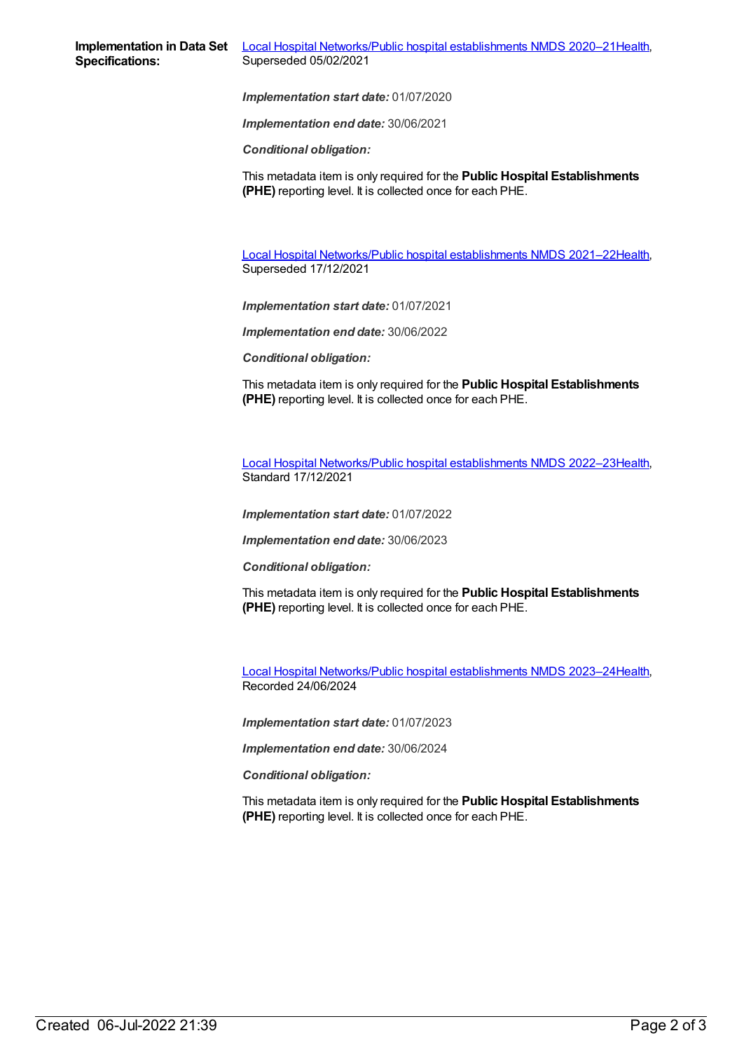**Implementation in Data Set Specifications:**

Local Hospital Networks/Public hospital establishments NMDS 2020–21Health, Superseded 05/02/2021

***Implementation start date:*** 01/07/2020

***Implementation end date:*** 30/06/2021

***Conditional obligation:***

This metadata item is only required for the **Public Hospital Establishments (PHE)** reporting level. It is collected once for each PHE.

Local Hospital Networks/Public hospital establishments NMDS 2021–22Health, Superseded 17/12/2021

***Implementation start date:*** 01/07/2021

***Implementation end date:*** 30/06/2022

***Conditional obligation:***

This metadata item is only required for the **Public Hospital Establishments (PHE)** reporting level. It is collected once for each PHE.

Local Hospital Networks/Public hospital establishments NMDS 2022–23Health, Standard 17/12/2021

***Implementation start date:*** 01/07/2022

***Implementation end date:*** 30/06/2023

***Conditional obligation:***

This metadata item is only required for the **Public Hospital Establishments (PHE)** reporting level. It is collected once for each PHE.

Local Hospital Networks/Public hospital establishments NMDS 2023–24Health, Recorded 24/06/2024

***Implementation start date:*** 01/07/2023

***Implementation end date:*** 30/06/2024

***Conditional obligation:***

This metadata item is only required for the **Public Hospital Establishments (PHE)** reporting level. It is collected once for each PHE.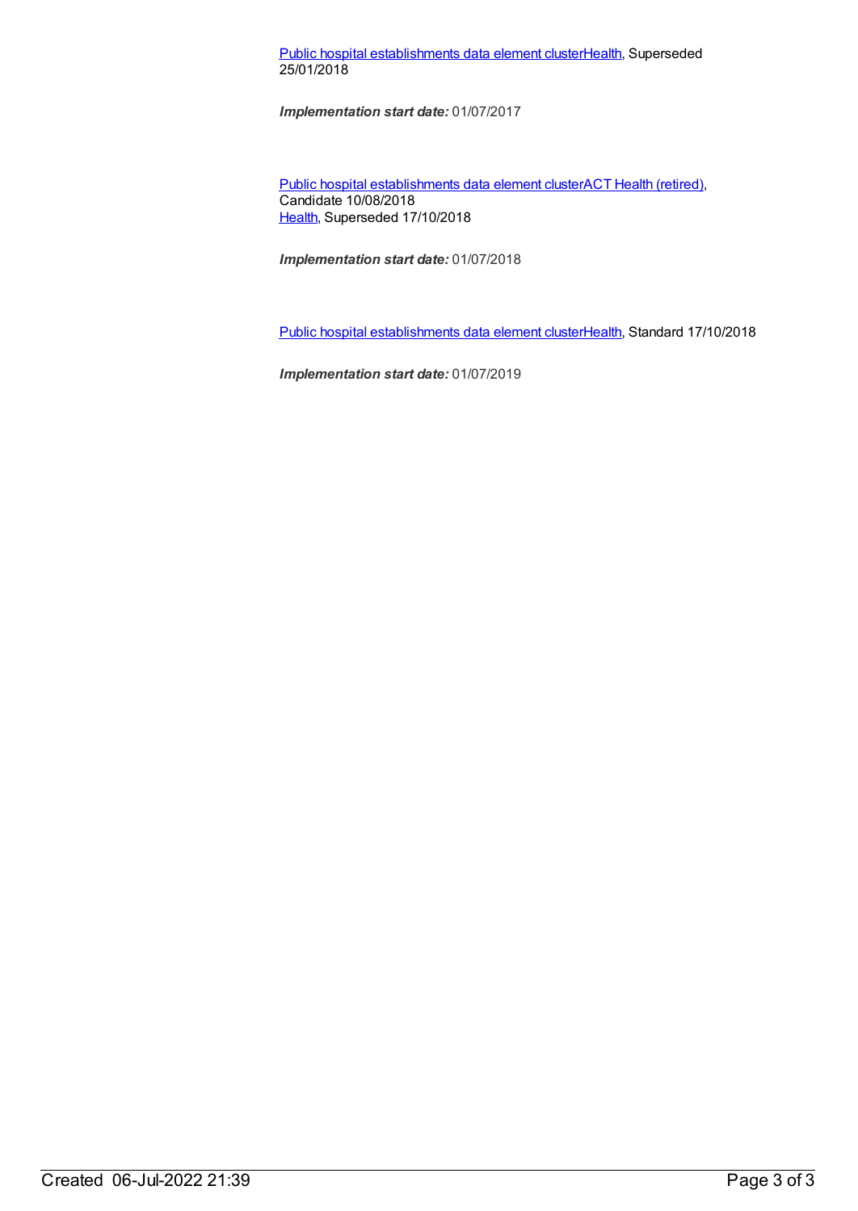Public hospital establishments data element clusterHealth, Superseded 25/01/2018

***Implementation start date:*** 01/07/2017

Public hospital establishments data element clusterACT Health (retired), Candidate 10/08/2018
Health, Superseded 17/10/2018

***Implementation start date:*** 01/07/2018

Public hospital establishments data element clusterHealth, Standard 17/10/2018

***Implementation start date:*** 01/07/2019